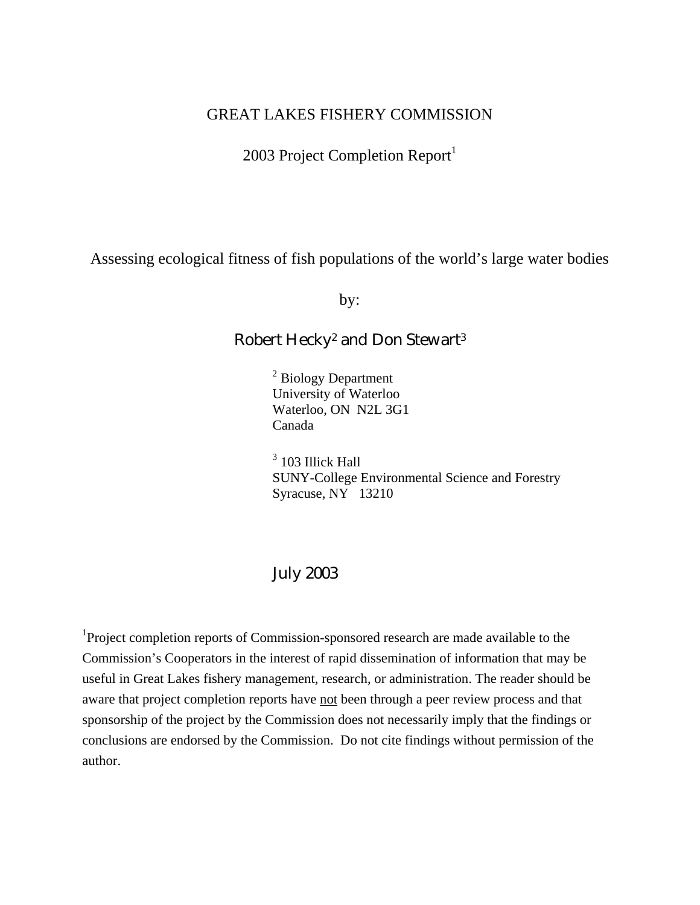# GREAT LAKES FISHERY COMMISSION

## 2003 Project Completion Report[1]

## Assessing ecological fitness of fish populations of the world's large water bodies

by:

**Robert Hecky[2] and Don Stewart[3]**

[2] Biology Department  
University of Waterloo  
Waterloo, ON N2L 3G1  
Canada

[3] 103 Illick Hall  
SUNY-College Environmental Science and Forestry  
Syracuse, NY 13210

July 2003

[1]Project completion reports of Commission-sponsored research are made available to the Commission's Cooperators in the interest of rapid dissemination of information that may be useful in Great Lakes fishery management, research, or administration. The reader should be aware that project completion reports have not been through a peer review process and that sponsorship of the project by the Commission does not necessarily imply that the findings or conclusions are endorsed by the Commission. Do not cite findings without permission of the author.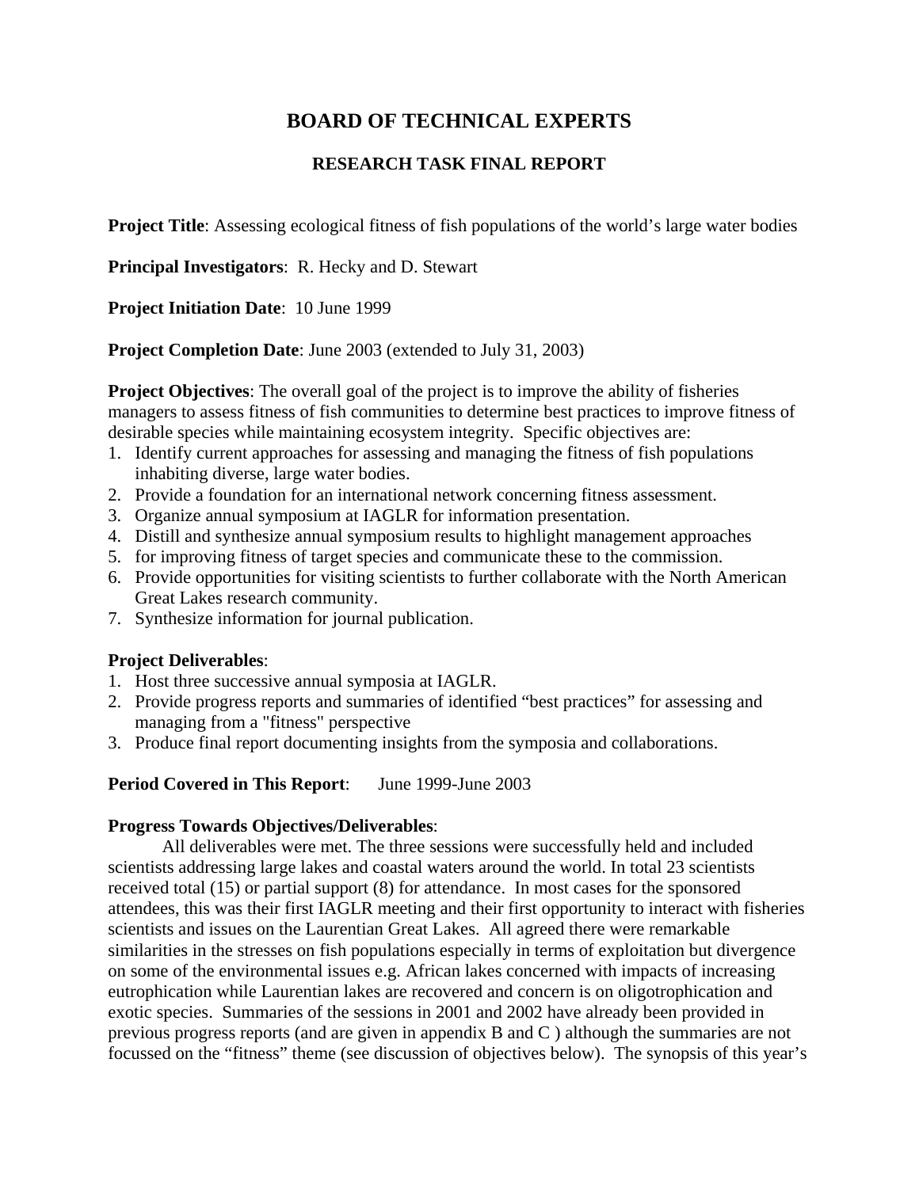# BOARD OF TECHNICAL EXPERTS

## RESEARCH TASK FINAL REPORT

**Project Title**: Assessing ecological fitness of fish populations of the world's large water bodies

**Principal Investigators**: R. Hecky and D. Stewart

**Project Initiation Date**: 10 June 1999

**Project Completion Date**: June 2003 (extended to July 31, 2003)

**Project Objectives**: The overall goal of the project is to improve the ability of fisheries managers to assess fitness of fish communities to determine best practices to improve fitness of desirable species while maintaining ecosystem integrity. Specific objectives are:

1. Identify current approaches for assessing and managing the fitness of fish populations inhabiting diverse, large water bodies.
2. Provide a foundation for an international network concerning fitness assessment.
3. Organize annual symposium at IAGLR for information presentation.
4. Distill and synthesize annual symposium results to highlight management approaches
5. for improving fitness of target species and communicate these to the commission.
6. Provide opportunities for visiting scientists to further collaborate with the North American Great Lakes research community.
7. Synthesize information for journal publication.

**Project Deliverables**:

1. Host three successive annual symposia at IAGLR.
2. Provide progress reports and summaries of identified "best practices" for assessing and managing from a "fitness" perspective
3. Produce final report documenting insights from the symposia and collaborations.

**Period Covered in This Report**: June 1999-June 2003

**Progress Towards Objectives/Deliverables**:

All deliverables were met. The three sessions were successfully held and included scientists addressing large lakes and coastal waters around the world. In total 23 scientists received total (15) or partial support (8) for attendance. In most cases for the sponsored attendees, this was their first IAGLR meeting and their first opportunity to interact with fisheries scientists and issues on the Laurentian Great Lakes. All agreed there were remarkable similarities in the stresses on fish populations especially in terms of exploitation but divergence on some of the environmental issues e.g. African lakes concerned with impacts of increasing eutrophication while Laurentian lakes are recovered and concern is on oligotrophication and exotic species. Summaries of the sessions in 2001 and 2002 have already been provided in previous progress reports (and are given in appendix B and C ) although the summaries are not focussed on the "fitness" theme (see discussion of objectives below). The synopsis of this year's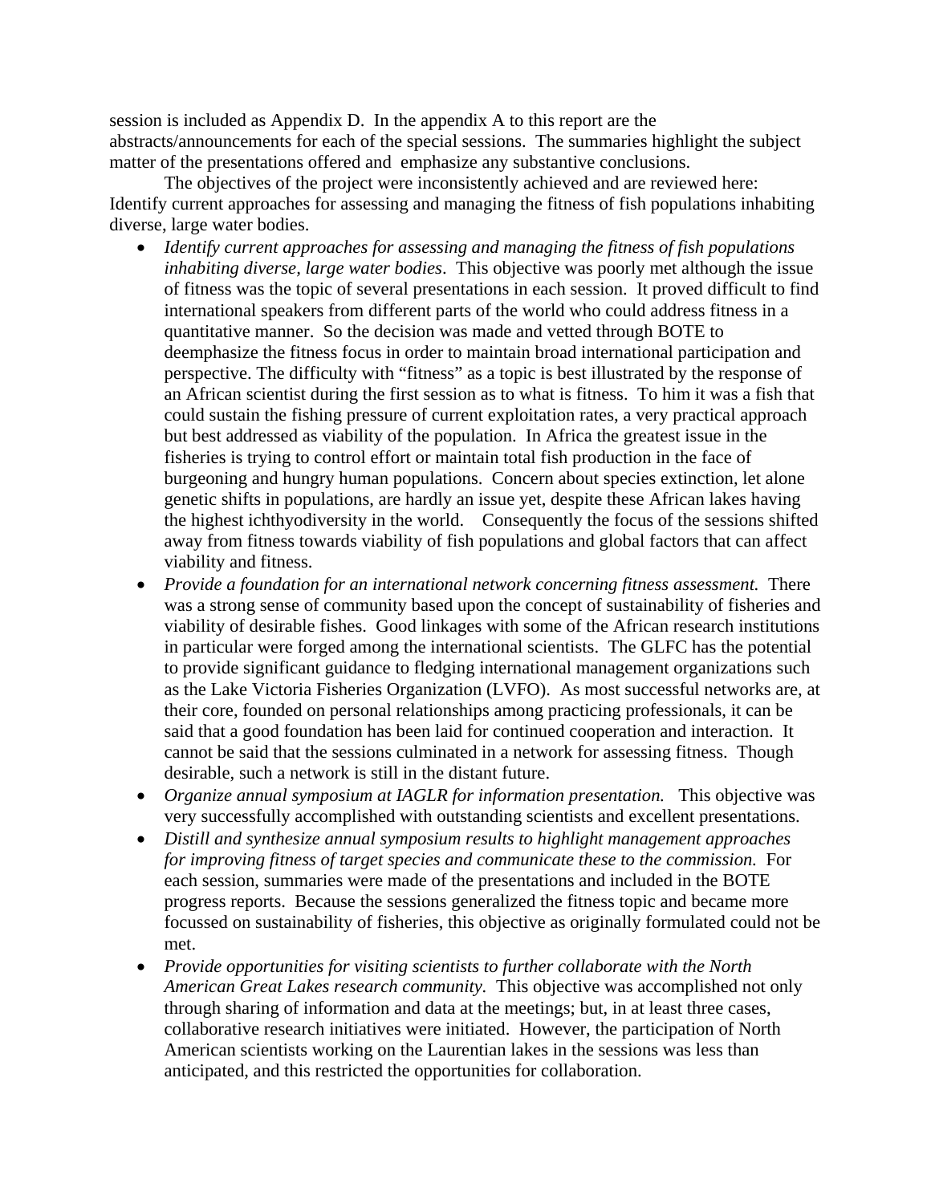session is included as Appendix D. In the appendix A to this report are the abstracts/announcements for each of the special sessions. The summaries highlight the subject matter of the presentations offered and emphasize any substantive conclusions.

The objectives of the project were inconsistently achieved and are reviewed here: Identify current approaches for assessing and managing the fitness of fish populations inhabiting diverse, large water bodies.

- *Identify current approaches for assessing and managing the fitness of fish populations inhabiting diverse, large water bodies*. This objective was poorly met although the issue of fitness was the topic of several presentations in each session. It proved difficult to find international speakers from different parts of the world who could address fitness in a quantitative manner. So the decision was made and vetted through BOTE to deemphasize the fitness focus in order to maintain broad international participation and perspective. The difficulty with "fitness" as a topic is best illustrated by the response of an African scientist during the first session as to what is fitness. To him it was a fish that could sustain the fishing pressure of current exploitation rates, a very practical approach but best addressed as viability of the population. In Africa the greatest issue in the fisheries is trying to control effort or maintain total fish production in the face of burgeoning and hungry human populations. Concern about species extinction, let alone genetic shifts in populations, are hardly an issue yet, despite these African lakes having the highest ichthyodiversity in the world. Consequently the focus of the sessions shifted away from fitness towards viability of fish populations and global factors that can affect viability and fitness.
- *Provide a foundation for an international network concerning fitness assessment.* There was a strong sense of community based upon the concept of sustainability of fisheries and viability of desirable fishes. Good linkages with some of the African research institutions in particular were forged among the international scientists. The GLFC has the potential to provide significant guidance to fledging international management organizations such as the Lake Victoria Fisheries Organization (LVFO). As most successful networks are, at their core, founded on personal relationships among practicing professionals, it can be said that a good foundation has been laid for continued cooperation and interaction. It cannot be said that the sessions culminated in a network for assessing fitness. Though desirable, such a network is still in the distant future.
- *Organize annual symposium at IAGLR for information presentation.* This objective was very successfully accomplished with outstanding scientists and excellent presentations.
- *Distill and synthesize annual symposium results to highlight management approaches for improving fitness of target species and communicate these to the commission.* For each session, summaries were made of the presentations and included in the BOTE progress reports. Because the sessions generalized the fitness topic and became more focussed on sustainability of fisheries, this objective as originally formulated could not be met.
- *Provide opportunities for visiting scientists to further collaborate with the North American Great Lakes research community.* This objective was accomplished not only through sharing of information and data at the meetings; but, in at least three cases, collaborative research initiatives were initiated. However, the participation of North American scientists working on the Laurentian lakes in the sessions was less than anticipated, and this restricted the opportunities for collaboration.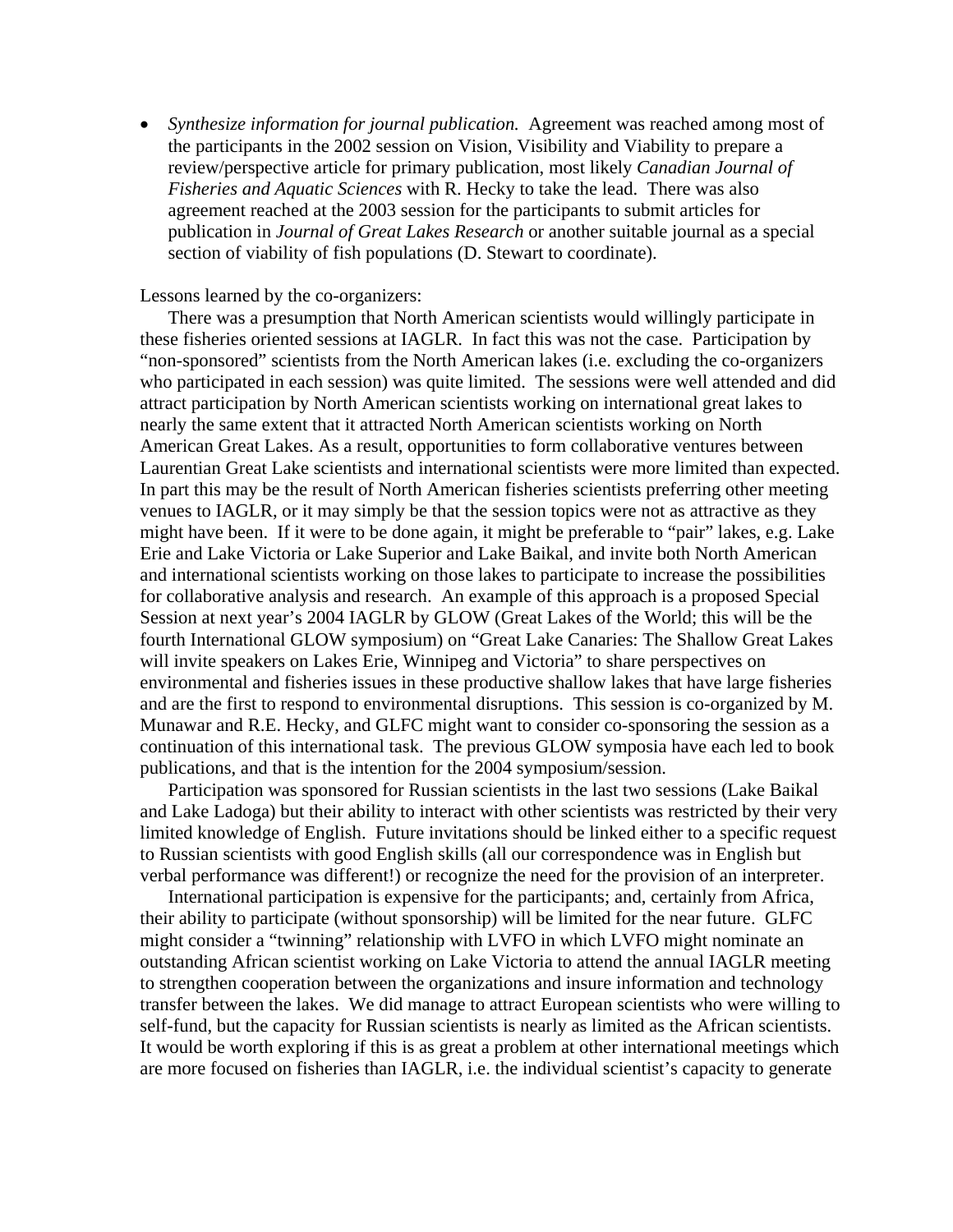- *Synthesize information for journal publication.* Agreement was reached among most of the participants in the 2002 session on Vision, Visibility and Viability to prepare a review/perspective article for primary publication, most likely *Canadian Journal of Fisheries and Aquatic Sciences* with R. Hecky to take the lead. There was also agreement reached at the 2003 session for the participants to submit articles for publication in *Journal of Great Lakes Research* or another suitable journal as a special section of viability of fish populations (D. Stewart to coordinate).

Lessons learned by the co-organizers:

There was a presumption that North American scientists would willingly participate in these fisheries oriented sessions at IAGLR. In fact this was not the case. Participation by "non-sponsored" scientists from the North American lakes (i.e. excluding the co-organizers who participated in each session) was quite limited. The sessions were well attended and did attract participation by North American scientists working on international great lakes to nearly the same extent that it attracted North American scientists working on North American Great Lakes. As a result, opportunities to form collaborative ventures between Laurentian Great Lake scientists and international scientists were more limited than expected. In part this may be the result of North American fisheries scientists preferring other meeting venues to IAGLR, or it may simply be that the session topics were not as attractive as they might have been. If it were to be done again, it might be preferable to "pair" lakes, e.g. Lake Erie and Lake Victoria or Lake Superior and Lake Baikal, and invite both North American and international scientists working on those lakes to participate to increase the possibilities for collaborative analysis and research. An example of this approach is a proposed Special Session at next year's 2004 IAGLR by GLOW (Great Lakes of the World; this will be the fourth International GLOW symposium) on "Great Lake Canaries: The Shallow Great Lakes will invite speakers on Lakes Erie, Winnipeg and Victoria" to share perspectives on environmental and fisheries issues in these productive shallow lakes that have large fisheries and are the first to respond to environmental disruptions. This session is co-organized by M. Munawar and R.E. Hecky, and GLFC might want to consider co-sponsoring the session as a continuation of this international task. The previous GLOW symposia have each led to book publications, and that is the intention for the 2004 symposium/session.

Participation was sponsored for Russian scientists in the last two sessions (Lake Baikal and Lake Ladoga) but their ability to interact with other scientists was restricted by their very limited knowledge of English. Future invitations should be linked either to a specific request to Russian scientists with good English skills (all our correspondence was in English but verbal performance was different!) or recognize the need for the provision of an interpreter.

International participation is expensive for the participants; and, certainly from Africa, their ability to participate (without sponsorship) will be limited for the near future. GLFC might consider a "twinning" relationship with LVFO in which LVFO might nominate an outstanding African scientist working on Lake Victoria to attend the annual IAGLR meeting to strengthen cooperation between the organizations and insure information and technology transfer between the lakes. We did manage to attract European scientists who were willing to self-fund, but the capacity for Russian scientists is nearly as limited as the African scientists. It would be worth exploring if this is as great a problem at other international meetings which are more focused on fisheries than IAGLR, i.e. the individual scientist's capacity to generate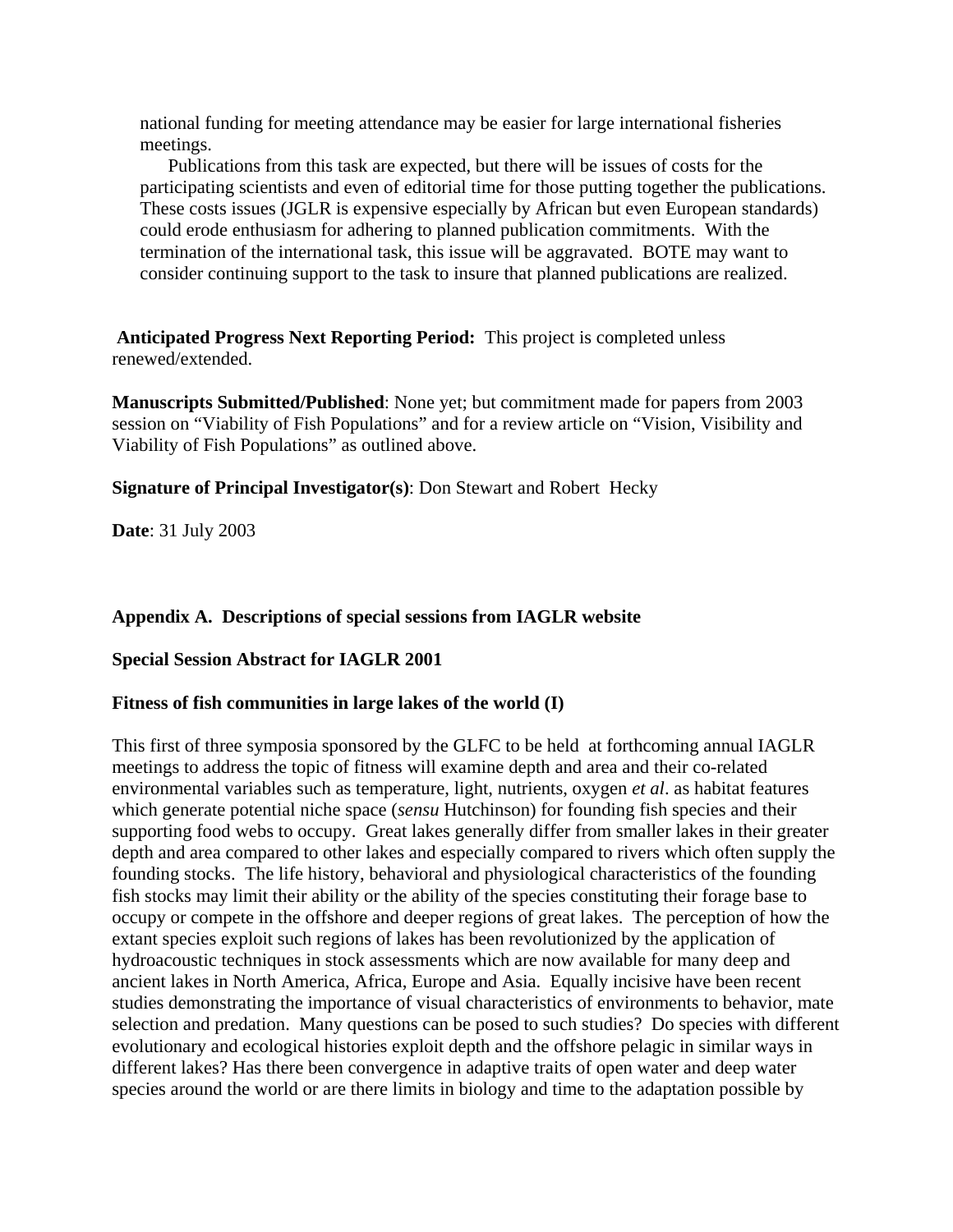national funding for meeting attendance may be easier for large international fisheries meetings.

Publications from this task are expected, but there will be issues of costs for the participating scientists and even of editorial time for those putting together the publications. These costs issues (JGLR is expensive especially by African but even European standards) could erode enthusiasm for adhering to planned publication commitments. With the termination of the international task, this issue will be aggravated. BOTE may want to consider continuing support to the task to insure that planned publications are realized.

**Anticipated Progress Next Reporting Period:** This project is completed unless renewed/extended.

**Manuscripts Submitted/Published**: None yet; but commitment made for papers from 2003 session on "Viability of Fish Populations" and for a review article on "Vision, Visibility and Viability of Fish Populations" as outlined above.

**Signature of Principal Investigator(s)**: Don Stewart and Robert Hecky

**Date**: 31 July 2003

## Appendix A. Descriptions of special sessions from IAGLR website

### Special Session Abstract for IAGLR 2001

### Fitness of fish communities in large lakes of the world (I)

This first of three symposia sponsored by the GLFC to be held at forthcoming annual IAGLR meetings to address the topic of fitness will examine depth and area and their co-related environmental variables such as temperature, light, nutrients, oxygen *et al*. as habitat features which generate potential niche space (*sensu* Hutchinson) for founding fish species and their supporting food webs to occupy. Great lakes generally differ from smaller lakes in their greater depth and area compared to other lakes and especially compared to rivers which often supply the founding stocks. The life history, behavioral and physiological characteristics of the founding fish stocks may limit their ability or the ability of the species constituting their forage base to occupy or compete in the offshore and deeper regions of great lakes. The perception of how the extant species exploit such regions of lakes has been revolutionized by the application of hydroacoustic techniques in stock assessments which are now available for many deep and ancient lakes in North America, Africa, Europe and Asia. Equally incisive have been recent studies demonstrating the importance of visual characteristics of environments to behavior, mate selection and predation. Many questions can be posed to such studies? Do species with different evolutionary and ecological histories exploit depth and the offshore pelagic in similar ways in different lakes? Has there been convergence in adaptive traits of open water and deep water species around the world or are there limits in biology and time to the adaptation possible by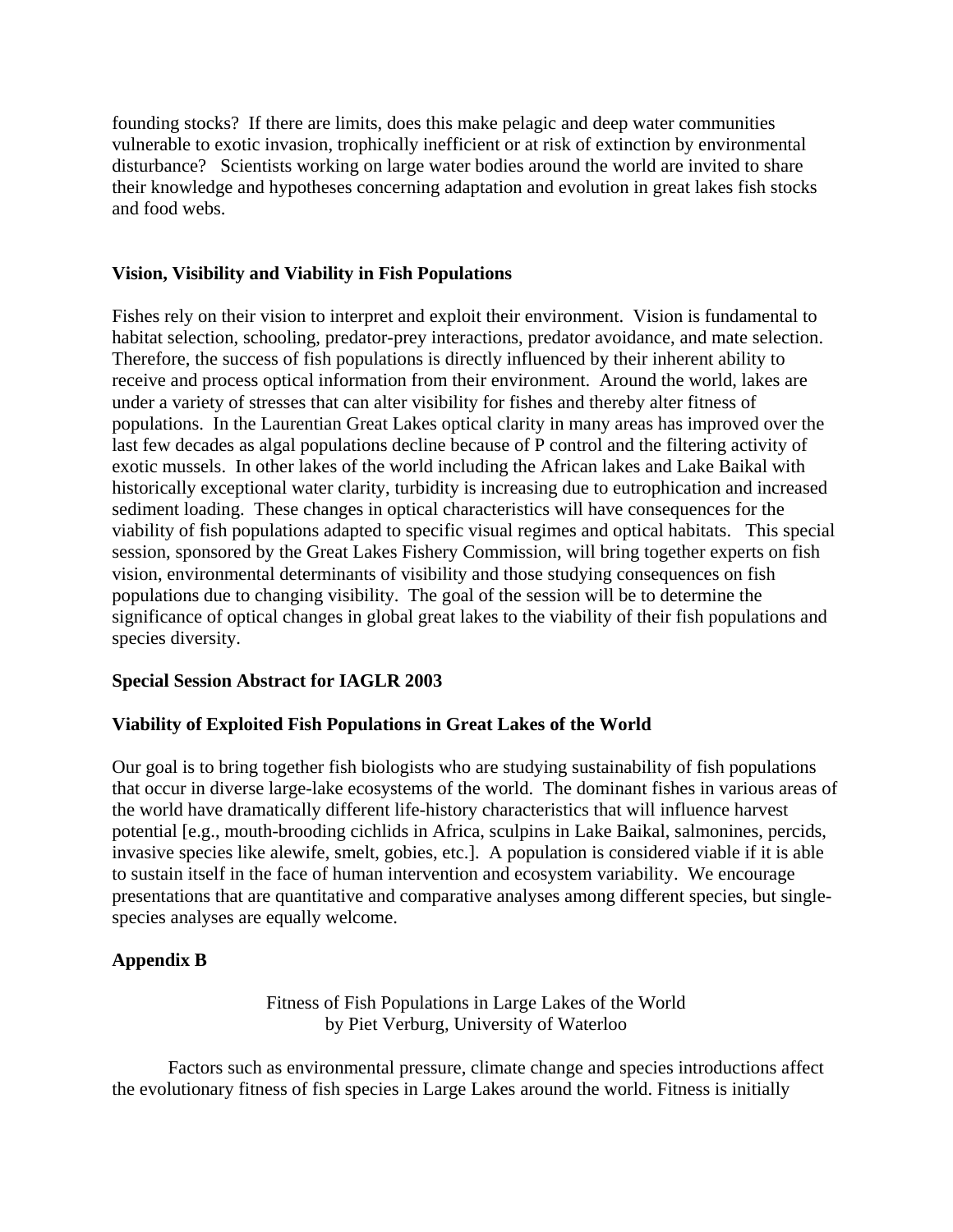founding stocks? If there are limits, does this make pelagic and deep water communities vulnerable to exotic invasion, trophically inefficient or at risk of extinction by environmental disturbance? Scientists working on large water bodies around the world are invited to share their knowledge and hypotheses concerning adaptation and evolution in great lakes fish stocks and food webs.

**Vision, Visibility and Viability in Fish Populations**

Fishes rely on their vision to interpret and exploit their environment. Vision is fundamental to habitat selection, schooling, predator-prey interactions, predator avoidance, and mate selection. Therefore, the success of fish populations is directly influenced by their inherent ability to receive and process optical information from their environment. Around the world, lakes are under a variety of stresses that can alter visibility for fishes and thereby alter fitness of populations. In the Laurentian Great Lakes optical clarity in many areas has improved over the last few decades as algal populations decline because of P control and the filtering activity of exotic mussels. In other lakes of the world including the African lakes and Lake Baikal with historically exceptional water clarity, turbidity is increasing due to eutrophication and increased sediment loading. These changes in optical characteristics will have consequences for the viability of fish populations adapted to specific visual regimes and optical habitats. This special session, sponsored by the Great Lakes Fishery Commission, will bring together experts on fish vision, environmental determinants of visibility and those studying consequences on fish populations due to changing visibility. The goal of the session will be to determine the significance of optical changes in global great lakes to the viability of their fish populations and species diversity.

**Special Session Abstract for IAGLR 2003**

**Viability of Exploited Fish Populations in Great Lakes of the World**

Our goal is to bring together fish biologists who are studying sustainability of fish populations that occur in diverse large-lake ecosystems of the world. The dominant fishes in various areas of the world have dramatically different life-history characteristics that will influence harvest potential [e.g., mouth-brooding cichlids in Africa, sculpins in Lake Baikal, salmonines, percids, invasive species like alewife, smelt, gobies, etc.]. A population is considered viable if it is able to sustain itself in the face of human intervention and ecosystem variability. We encourage presentations that are quantitative and comparative analyses among different species, but single-species analyses are equally welcome.

**Appendix B**

Fitness of Fish Populations in Large Lakes of the World
by Piet Verburg, University of Waterloo

Factors such as environmental pressure, climate change and species introductions affect the evolutionary fitness of fish species in Large Lakes around the world. Fitness is initially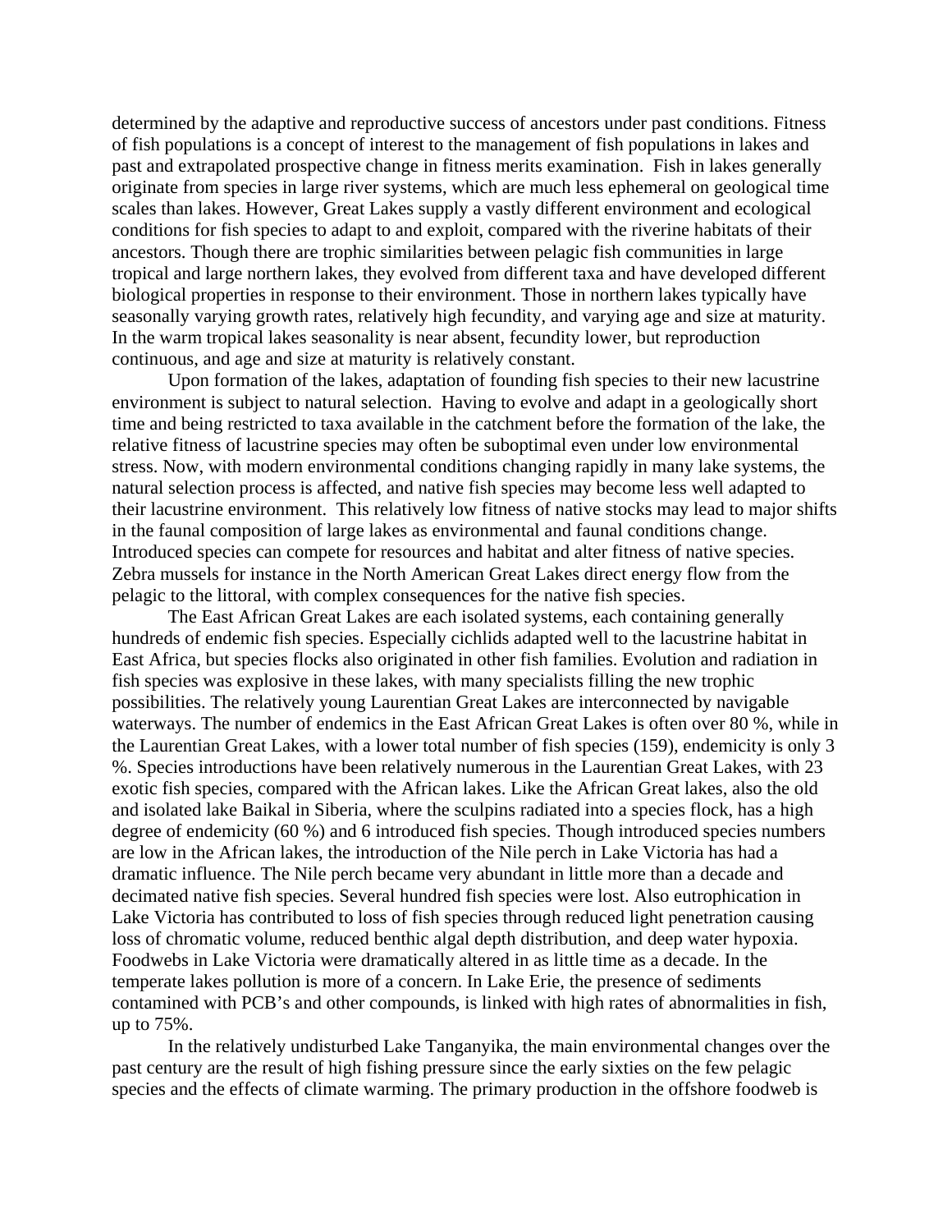determined by the adaptive and reproductive success of ancestors under past conditions. Fitness of fish populations is a concept of interest to the management of fish populations in lakes and past and extrapolated prospective change in fitness merits examination. Fish in lakes generally originate from species in large river systems, which are much less ephemeral on geological time scales than lakes. However, Great Lakes supply a vastly different environment and ecological conditions for fish species to adapt to and exploit, compared with the riverine habitats of their ancestors. Though there are trophic similarities between pelagic fish communities in large tropical and large northern lakes, they evolved from different taxa and have developed different biological properties in response to their environment. Those in northern lakes typically have seasonally varying growth rates, relatively high fecundity, and varying age and size at maturity. In the warm tropical lakes seasonality is near absent, fecundity lower, but reproduction continuous, and age and size at maturity is relatively constant.

Upon formation of the lakes, adaptation of founding fish species to their new lacustrine environment is subject to natural selection. Having to evolve and adapt in a geologically short time and being restricted to taxa available in the catchment before the formation of the lake, the relative fitness of lacustrine species may often be suboptimal even under low environmental stress. Now, with modern environmental conditions changing rapidly in many lake systems, the natural selection process is affected, and native fish species may become less well adapted to their lacustrine environment. This relatively low fitness of native stocks may lead to major shifts in the faunal composition of large lakes as environmental and faunal conditions change. Introduced species can compete for resources and habitat and alter fitness of native species. Zebra mussels for instance in the North American Great Lakes direct energy flow from the pelagic to the littoral, with complex consequences for the native fish species.

The East African Great Lakes are each isolated systems, each containing generally hundreds of endemic fish species. Especially cichlids adapted well to the lacustrine habitat in East Africa, but species flocks also originated in other fish families. Evolution and radiation in fish species was explosive in these lakes, with many specialists filling the new trophic possibilities. The relatively young Laurentian Great Lakes are interconnected by navigable waterways. The number of endemics in the East African Great Lakes is often over 80 %, while in the Laurentian Great Lakes, with a lower total number of fish species (159), endemicity is only 3 %. Species introductions have been relatively numerous in the Laurentian Great Lakes, with 23 exotic fish species, compared with the African lakes. Like the African Great lakes, also the old and isolated lake Baikal in Siberia, where the sculpins radiated into a species flock, has a high degree of endemicity (60 %) and 6 introduced fish species. Though introduced species numbers are low in the African lakes, the introduction of the Nile perch in Lake Victoria has had a dramatic influence. The Nile perch became very abundant in little more than a decade and decimated native fish species. Several hundred fish species were lost. Also eutrophication in Lake Victoria has contributed to loss of fish species through reduced light penetration causing loss of chromatic volume, reduced benthic algal depth distribution, and deep water hypoxia. Foodwebs in Lake Victoria were dramatically altered in as little time as a decade. In the temperate lakes pollution is more of a concern. In Lake Erie, the presence of sediments contaminated with PCB's and other compounds, is linked with high rates of abnormalities in fish, up to 75%.

In the relatively undisturbed Lake Tanganyika, the main environmental changes over the past century are the result of high fishing pressure since the early sixties on the few pelagic species and the effects of climate warming. The primary production in the offshore foodweb is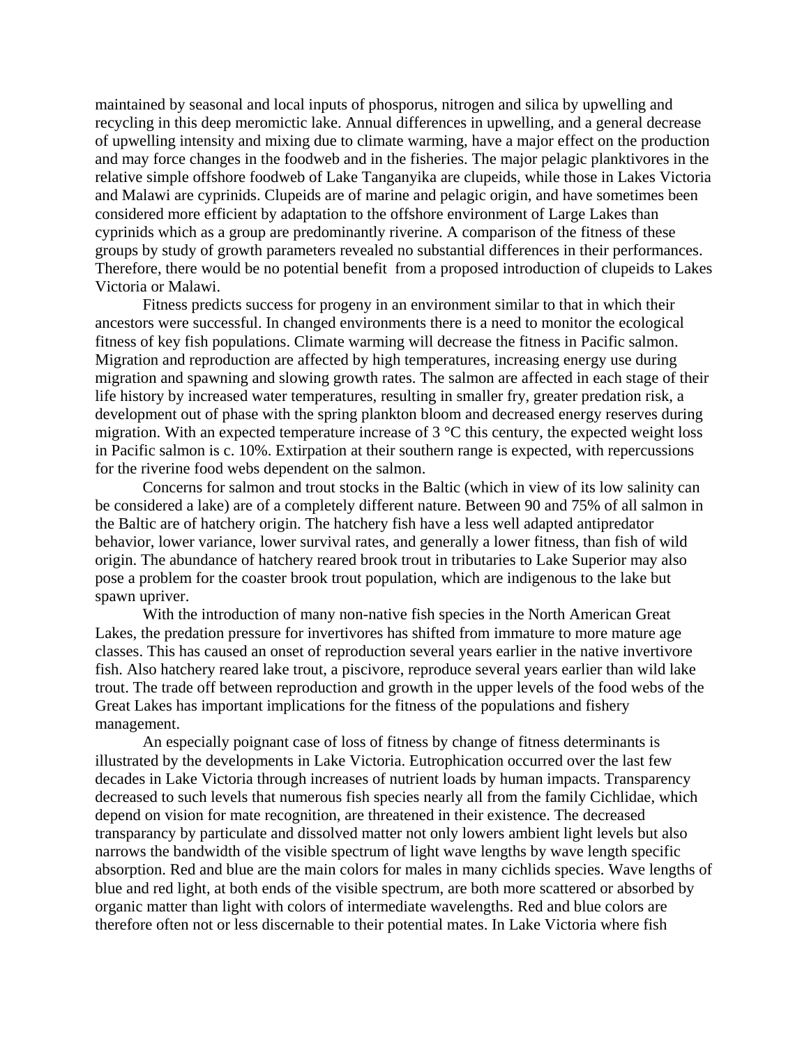maintained by seasonal and local inputs of phosporus, nitrogen and silica by upwelling and recycling in this deep meromictic lake. Annual differences in upwelling, and a general decrease of upwelling intensity and mixing due to climate warming, have a major effect on the production and may force changes in the foodweb and in the fisheries. The major pelagic planktivores in the relative simple offshore foodweb of Lake Tanganyika are clupeids, while those in Lakes Victoria and Malawi are cyprinids. Clupeids are of marine and pelagic origin, and have sometimes been considered more efficient by adaptation to the offshore environment of Large Lakes than cyprinids which as a group are predominantly riverine. A comparison of the fitness of these groups by study of growth parameters revealed no substantial differences in their performances. Therefore, there would be no potential benefit from a proposed introduction of clupeids to Lakes Victoria or Malawi.

Fitness predicts success for progeny in an environment similar to that in which their ancestors were successful. In changed environments there is a need to monitor the ecological fitness of key fish populations. Climate warming will decrease the fitness in Pacific salmon. Migration and reproduction are affected by high temperatures, increasing energy use during migration and spawning and slowing growth rates. The salmon are affected in each stage of their life history by increased water temperatures, resulting in smaller fry, greater predation risk, a development out of phase with the spring plankton bloom and decreased energy reserves during migration. With an expected temperature increase of 3 °C this century, the expected weight loss in Pacific salmon is c. 10%. Extirpation at their southern range is expected, with repercussions for the riverine food webs dependent on the salmon.

Concerns for salmon and trout stocks in the Baltic (which in view of its low salinity can be considered a lake) are of a completely different nature. Between 90 and 75% of all salmon in the Baltic are of hatchery origin. The hatchery fish have a less well adapted antipredator behavior, lower variance, lower survival rates, and generally a lower fitness, than fish of wild origin. The abundance of hatchery reared brook trout in tributaries to Lake Superior may also pose a problem for the coaster brook trout population, which are indigenous to the lake but spawn upriver.

With the introduction of many non-native fish species in the North American Great Lakes, the predation pressure for invertivores has shifted from immature to more mature age classes. This has caused an onset of reproduction several years earlier in the native invertivore fish. Also hatchery reared lake trout, a piscivore, reproduce several years earlier than wild lake trout. The trade off between reproduction and growth in the upper levels of the food webs of the Great Lakes has important implications for the fitness of the populations and fishery management.

An especially poignant case of loss of fitness by change of fitness determinants is illustrated by the developments in Lake Victoria. Eutrophication occurred over the last few decades in Lake Victoria through increases of nutrient loads by human impacts. Transparency decreased to such levels that numerous fish species nearly all from the family Cichlidae, which depend on vision for mate recognition, are threatened in their existence. The decreased transparancy by particulate and dissolved matter not only lowers ambient light levels but also narrows the bandwidth of the visible spectrum of light wave lengths by wave length specific absorption. Red and blue are the main colors for males in many cichlids species. Wave lengths of blue and red light, at both ends of the visible spectrum, are both more scattered or absorbed by organic matter than light with colors of intermediate wavelengths. Red and blue colors are therefore often not or less discernable to their potential mates. In Lake Victoria where fish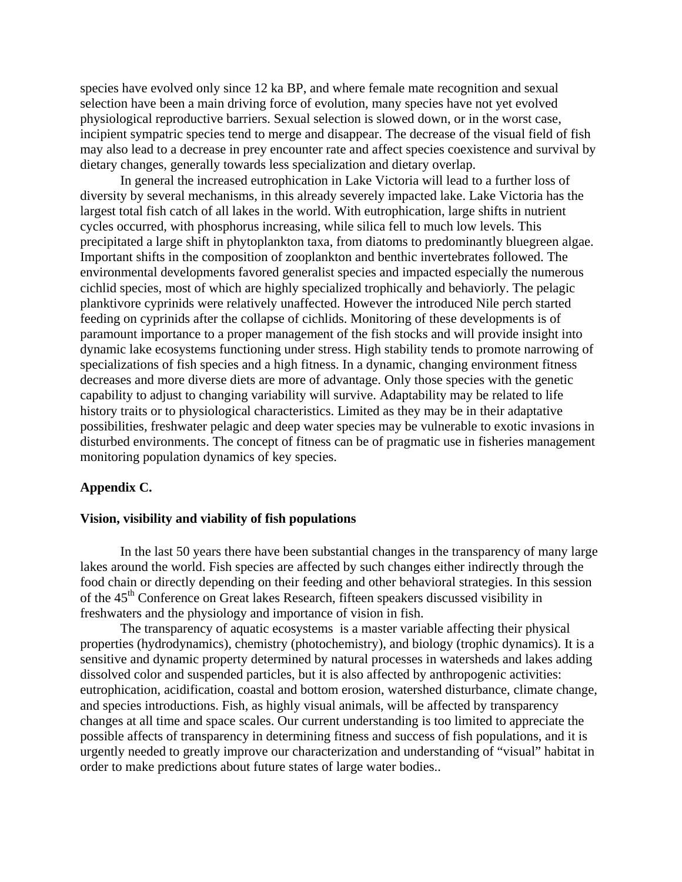species have evolved only since 12 ka BP, and where female mate recognition and sexual selection have been a main driving force of evolution, many species have not yet evolved physiological reproductive barriers. Sexual selection is slowed down, or in the worst case, incipient sympatric species tend to merge and disappear. The decrease of the visual field of fish may also lead to a decrease in prey encounter rate and affect species coexistence and survival by dietary changes, generally towards less specialization and dietary overlap.

In general the increased eutrophication in Lake Victoria will lead to a further loss of diversity by several mechanisms, in this already severely impacted lake. Lake Victoria has the largest total fish catch of all lakes in the world. With eutrophication, large shifts in nutrient cycles occurred, with phosphorus increasing, while silica fell to much low levels. This precipitated a large shift in phytoplankton taxa, from diatoms to predominantly bluegreen algae. Important shifts in the composition of zooplankton and benthic invertebrates followed. The environmental developments favored generalist species and impacted especially the numerous cichlid species, most of which are highly specialized trophically and behaviorly. The pelagic planktivore cyprinids were relatively unaffected. However the introduced Nile perch started feeding on cyprinids after the collapse of cichlids. Monitoring of these developments is of paramount importance to a proper management of the fish stocks and will provide insight into dynamic lake ecosystems functioning under stress. High stability tends to promote narrowing of specializations of fish species and a high fitness. In a dynamic, changing environment fitness decreases and more diverse diets are more of advantage. Only those species with the genetic capability to adjust to changing variability will survive. Adaptability may be related to life history traits or to physiological characteristics. Limited as they may be in their adaptative possibilities, freshwater pelagic and deep water species may be vulnerable to exotic invasions in disturbed environments. The concept of fitness can be of pragmatic use in fisheries management monitoring population dynamics of key species.

## Appendix C.

### Vision, visibility and viability of fish populations

In the last 50 years there have been substantial changes in the transparency of many large lakes around the world. Fish species are affected by such changes either indirectly through the food chain or directly depending on their feeding and other behavioral strategies. In this session of the 45th Conference on Great lakes Research, fifteen speakers discussed visibility in freshwaters and the physiology and importance of vision in fish.

The transparency of aquatic ecosystems is a master variable affecting their physical properties (hydrodynamics), chemistry (photochemistry), and biology (trophic dynamics). It is a sensitive and dynamic property determined by natural processes in watersheds and lakes adding dissolved color and suspended particles, but it is also affected by anthropogenic activities: eutrophication, acidification, coastal and bottom erosion, watershed disturbance, climate change, and species introductions. Fish, as highly visual animals, will be affected by transparency changes at all time and space scales. Our current understanding is too limited to appreciate the possible affects of transparency in determining fitness and success of fish populations, and it is urgently needed to greatly improve our characterization and understanding of "visual" habitat in order to make predictions about future states of large water bodies..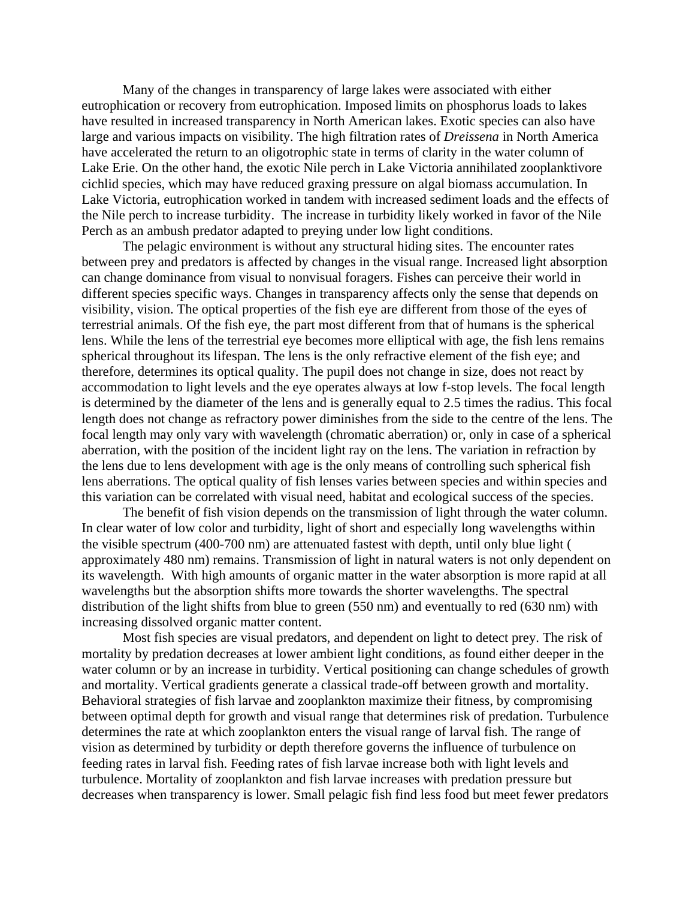Many of the changes in transparency of large lakes were associated with either eutrophication or recovery from eutrophication. Imposed limits on phosphorus loads to lakes have resulted in increased transparency in North American lakes. Exotic species can also have large and various impacts on visibility. The high filtration rates of *Dreissena* in North America have accelerated the return to an oligotrophic state in terms of clarity in the water column of Lake Erie. On the other hand, the exotic Nile perch in Lake Victoria annihilated zooplanktivore cichlid species, which may have reduced graxing pressure on algal biomass accumulation. In Lake Victoria, eutrophication worked in tandem with increased sediment loads and the effects of the Nile perch to increase turbidity. The increase in turbidity likely worked in favor of the Nile Perch as an ambush predator adapted to preying under low light conditions.

The pelagic environment is without any structural hiding sites. The encounter rates between prey and predators is affected by changes in the visual range. Increased light absorption can change dominance from visual to nonvisual foragers. Fishes can perceive their world in different species specific ways. Changes in transparency affects only the sense that depends on visibility, vision. The optical properties of the fish eye are different from those of the eyes of terrestrial animals. Of the fish eye, the part most different from that of humans is the spherical lens. While the lens of the terrestrial eye becomes more elliptical with age, the fish lens remains spherical throughout its lifespan. The lens is the only refractive element of the fish eye; and therefore, determines its optical quality. The pupil does not change in size, does not react by accommodation to light levels and the eye operates always at low f-stop levels. The focal length is determined by the diameter of the lens and is generally equal to 2.5 times the radius. This focal length does not change as refractory power diminishes from the side to the centre of the lens. The focal length may only vary with wavelength (chromatic aberration) or, only in case of a spherical aberration, with the position of the incident light ray on the lens. The variation in refraction by the lens due to lens development with age is the only means of controlling such spherical fish lens aberrations. The optical quality of fish lenses varies between species and within species and this variation can be correlated with visual need, habitat and ecological success of the species.

The benefit of fish vision depends on the transmission of light through the water column. In clear water of low color and turbidity, light of short and especially long wavelengths within the visible spectrum (400-700 nm) are attenuated fastest with depth, until only blue light ( approximately 480 nm) remains. Transmission of light in natural waters is not only dependent on its wavelength. With high amounts of organic matter in the water absorption is more rapid at all wavelengths but the absorption shifts more towards the shorter wavelengths. The spectral distribution of the light shifts from blue to green (550 nm) and eventually to red (630 nm) with increasing dissolved organic matter content.

Most fish species are visual predators, and dependent on light to detect prey. The risk of mortality by predation decreases at lower ambient light conditions, as found either deeper in the water column or by an increase in turbidity. Vertical positioning can change schedules of growth and mortality. Vertical gradients generate a classical trade-off between growth and mortality. Behavioral strategies of fish larvae and zooplankton maximize their fitness, by compromising between optimal depth for growth and visual range that determines risk of predation. Turbulence determines the rate at which zooplankton enters the visual range of larval fish. The range of vision as determined by turbidity or depth therefore governs the influence of turbulence on feeding rates in larval fish. Feeding rates of fish larvae increase both with light levels and turbulence. Mortality of zooplankton and fish larvae increases with predation pressure but decreases when transparency is lower. Small pelagic fish find less food but meet fewer predators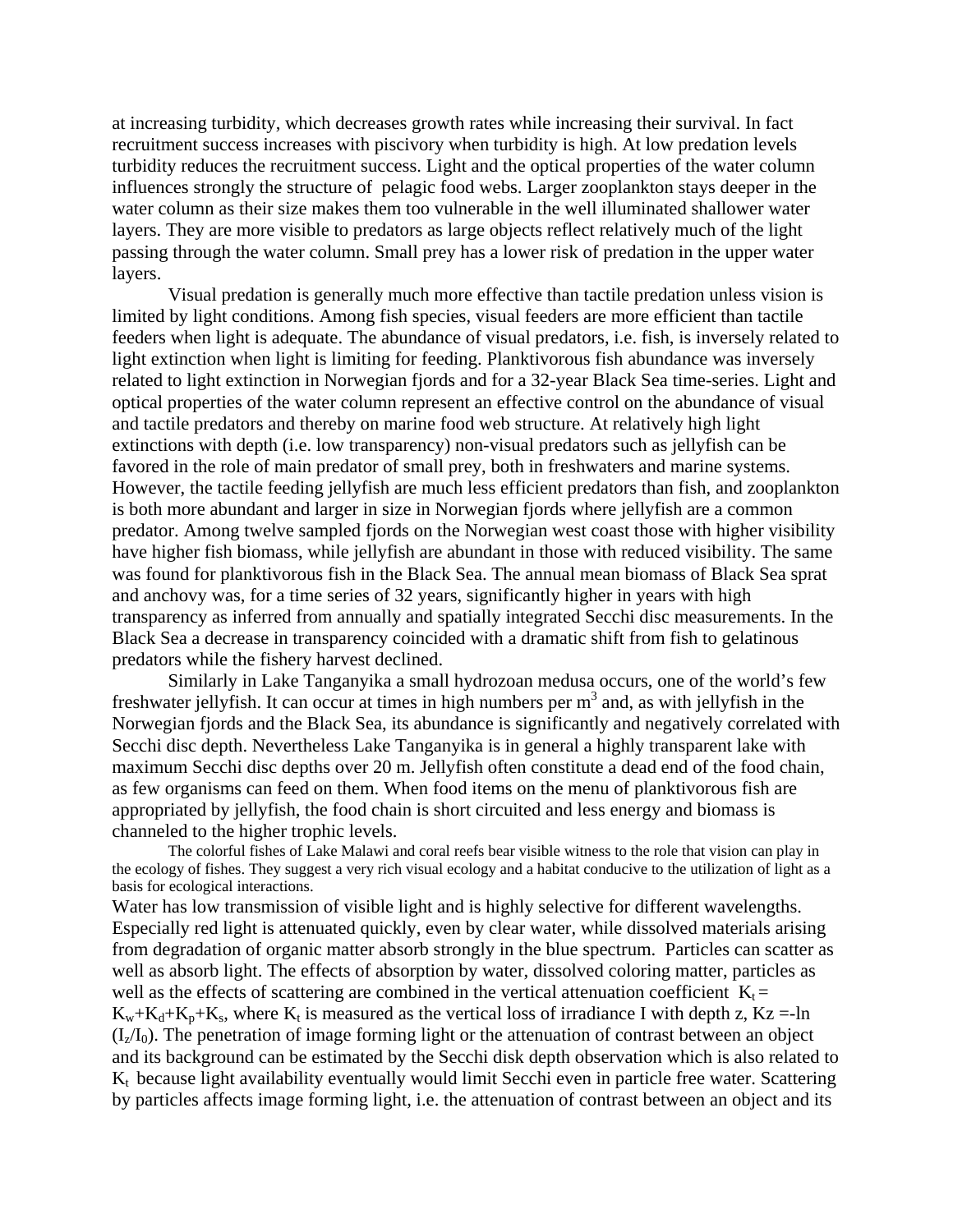at increasing turbidity, which decreases growth rates while increasing their survival. In fact recruitment success increases with piscivory when turbidity is high. At low predation levels turbidity reduces the recruitment success. Light and the optical properties of the water column influences strongly the structure of pelagic food webs. Larger zooplankton stays deeper in the water column as their size makes them too vulnerable in the well illuminated shallower water layers. They are more visible to predators as large objects reflect relatively much of the light passing through the water column. Small prey has a lower risk of predation in the upper water layers.

Visual predation is generally much more effective than tactile predation unless vision is limited by light conditions. Among fish species, visual feeders are more efficient than tactile feeders when light is adequate. The abundance of visual predators, i.e. fish, is inversely related to light extinction when light is limiting for feeding. Planktivorous fish abundance was inversely related to light extinction in Norwegian fjords and for a 32-year Black Sea time-series. Light and optical properties of the water column represent an effective control on the abundance of visual and tactile predators and thereby on marine food web structure. At relatively high light extinctions with depth (i.e. low transparency) non-visual predators such as jellyfish can be favored in the role of main predator of small prey, both in freshwaters and marine systems. However, the tactile feeding jellyfish are much less efficient predators than fish, and zooplankton is both more abundant and larger in size in Norwegian fjords where jellyfish are a common predator. Among twelve sampled fjords on the Norwegian west coast those with higher visibility have higher fish biomass, while jellyfish are abundant in those with reduced visibility. The same was found for planktivorous fish in the Black Sea. The annual mean biomass of Black Sea sprat and anchovy was, for a time series of 32 years, significantly higher in years with high transparency as inferred from annually and spatially integrated Secchi disc measurements. In the Black Sea a decrease in transparency coincided with a dramatic shift from fish to gelatinous predators while the fishery harvest declined.

Similarly in Lake Tanganyika a small hydrozoan medusa occurs, one of the world's few freshwater jellyfish. It can occur at times in high numbers per $m^3$ and, as with jellyfish in the Norwegian fjords and the Black Sea, its abundance is significantly and negatively correlated with Secchi disc depth. Nevertheless Lake Tanganyika is in general a highly transparent lake with maximum Secchi disc depths over 20 m. Jellyfish often constitute a dead end of the food chain, as few organisms can feed on them. When food items on the menu of planktivorous fish are appropriated by jellyfish, the food chain is short circuited and less energy and biomass is channeled to the higher trophic levels.

The colorful fishes of Lake Malawi and coral reefs bear visible witness to the role that vision can play in the ecology of fishes. They suggest a very rich visual ecology and a habitat conducive to the utilization of light as a basis for ecological interactions.

Water has low transmission of visible light and is highly selective for different wavelengths. Especially red light is attenuated quickly, even by clear water, while dissolved materials arising from degradation of organic matter absorb strongly in the blue spectrum. Particles can scatter as well as absorb light. The effects of absorption by water, dissolved coloring matter, particles as well as the effects of scattering are combined in the vertical attenuation coefficient $K_t = K_w+K_d+K_p+K_s$, where $K_t$ is measured as the vertical loss of irradiance I with depth z, $Kz = -\ln(I_z/I_0)$. The penetration of image forming light or the attenuation of contrast between an object and its background can be estimated by the Secchi disk depth observation which is also related to $K_t$ because light availability eventually would limit Secchi even in particle free water. Scattering by particles affects image forming light, i.e. the attenuation of contrast between an object and its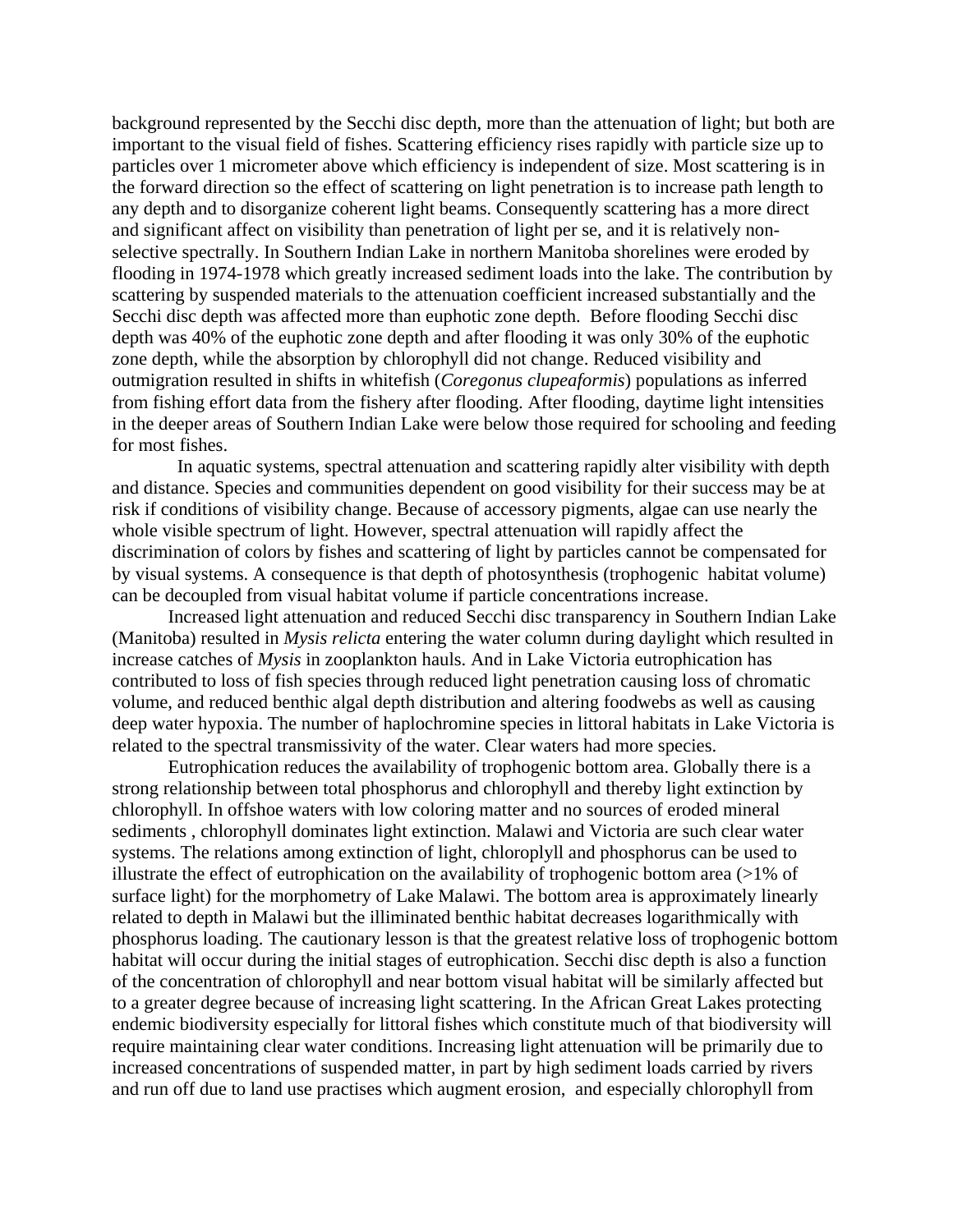background represented by the Secchi disc depth, more than the attenuation of light; but both are important to the visual field of fishes. Scattering efficiency rises rapidly with particle size up to particles over 1 micrometer above which efficiency is independent of size. Most scattering is in the forward direction so the effect of scattering on light penetration is to increase path length to any depth and to disorganize coherent light beams. Consequently scattering has a more direct and significant affect on visibility than penetration of light per se, and it is relatively non-selective spectrally. In Southern Indian Lake in northern Manitoba shorelines were eroded by flooding in 1974-1978 which greatly increased sediment loads into the lake. The contribution by scattering by suspended materials to the attenuation coefficient increased substantially and the Secchi disc depth was affected more than euphotic zone depth. Before flooding Secchi disc depth was 40% of the euphotic zone depth and after flooding it was only 30% of the euphotic zone depth, while the absorption by chlorophyll did not change. Reduced visibility and outmigration resulted in shifts in whitefish (*Coregonus clupeaformis*) populations as inferred from fishing effort data from the fishery after flooding. After flooding, daytime light intensities in the deeper areas of Southern Indian Lake were below those required for schooling and feeding for most fishes.

In aquatic systems, spectral attenuation and scattering rapidly alter visibility with depth and distance. Species and communities dependent on good visibility for their success may be at risk if conditions of visibility change. Because of accessory pigments, algae can use nearly the whole visible spectrum of light. However, spectral attenuation will rapidly affect the discrimination of colors by fishes and scattering of light by particles cannot be compensated for by visual systems. A consequence is that depth of photosynthesis (trophogenic habitat volume) can be decoupled from visual habitat volume if particle concentrations increase.

Increased light attenuation and reduced Secchi disc transparency in Southern Indian Lake (Manitoba) resulted in *Mysis relicta* entering the water column during daylight which resulted in increase catches of *Mysis* in zooplankton hauls. And in Lake Victoria eutrophication has contributed to loss of fish species through reduced light penetration causing loss of chromatic volume, and reduced benthic algal depth distribution and altering foodwebs as well as causing deep water hypoxia. The number of haplochromine species in littoral habitats in Lake Victoria is related to the spectral transmissivity of the water. Clear waters had more species.

Eutrophication reduces the availability of trophogenic bottom area. Globally there is a strong relationship between total phosphorus and chlorophyll and thereby light extinction by chlorophyll. In offshoe waters with low coloring matter and no sources of eroded mineral sediments , chlorophyll dominates light extinction. Malawi and Victoria are such clear water systems. The relations among extinction of light, chloroplyll and phosphorus can be used to illustrate the effect of eutrophication on the availability of trophogenic bottom area (>1% of surface light) for the morphometry of Lake Malawi. The bottom area is approximately linearly related to depth in Malawi but the illiminated benthic habitat decreases logarithmically with phosphorus loading. The cautionary lesson is that the greatest relative loss of trophogenic bottom habitat will occur during the initial stages of eutrophication. Secchi disc depth is also a function of the concentration of chlorophyll and near bottom visual habitat will be similarly affected but to a greater degree because of increasing light scattering. In the African Great Lakes protecting endemic biodiversity especially for littoral fishes which constitute much of that biodiversity will require maintaining clear water conditions. Increasing light attenuation will be primarily due to increased concentrations of suspended matter, in part by high sediment loads carried by rivers and run off due to land use practises which augment erosion, and especially chlorophyll from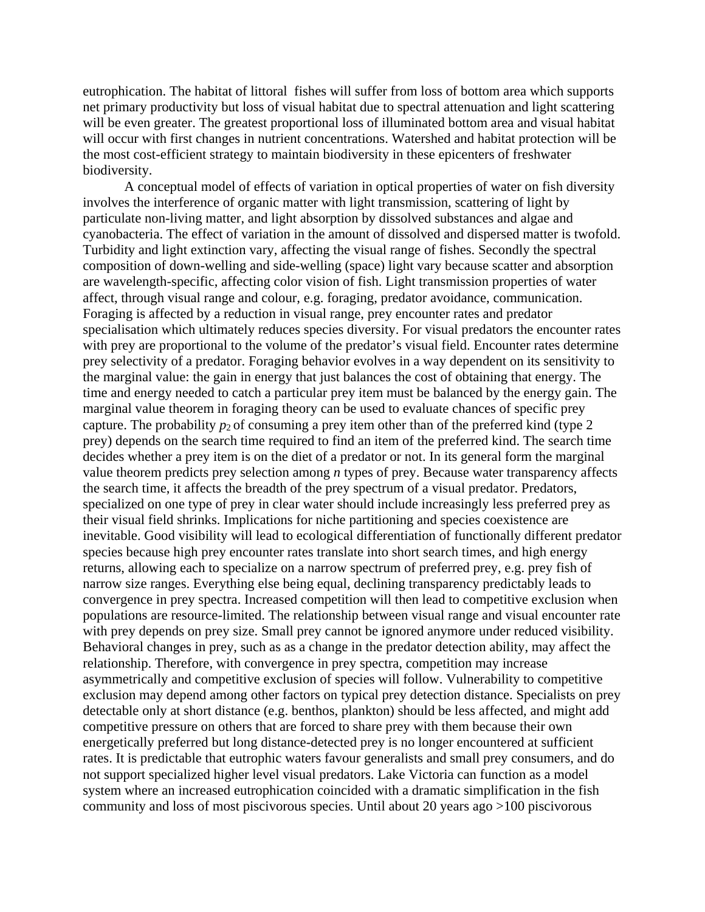eutrophication. The habitat of littoral fishes will suffer from loss of bottom area which supports net primary productivity but loss of visual habitat due to spectral attenuation and light scattering will be even greater. The greatest proportional loss of illuminated bottom area and visual habitat will occur with first changes in nutrient concentrations. Watershed and habitat protection will be the most cost-efficient strategy to maintain biodiversity in these epicenters of freshwater biodiversity.

A conceptual model of effects of variation in optical properties of water on fish diversity involves the interference of organic matter with light transmission, scattering of light by particulate non-living matter, and light absorption by dissolved substances and algae and cyanobacteria. The effect of variation in the amount of dissolved and dispersed matter is twofold. Turbidity and light extinction vary, affecting the visual range of fishes. Secondly the spectral composition of down-welling and side-welling (space) light vary because scatter and absorption are wavelength-specific, affecting color vision of fish. Light transmission properties of water affect, through visual range and colour, e.g. foraging, predator avoidance, communication. Foraging is affected by a reduction in visual range, prey encounter rates and predator specialisation which ultimately reduces species diversity. For visual predators the encounter rates with prey are proportional to the volume of the predator's visual field. Encounter rates determine prey selectivity of a predator. Foraging behavior evolves in a way dependent on its sensitivity to the marginal value: the gain in energy that just balances the cost of obtaining that energy. The time and energy needed to catch a particular prey item must be balanced by the energy gain. The marginal value theorem in foraging theory can be used to evaluate chances of specific prey capture. The probability $p_2$ of consuming a prey item other than of the preferred kind (type 2 prey) depends on the search time required to find an item of the preferred kind. The search time decides whether a prey item is on the diet of a predator or not. In its general form the marginal value theorem predicts prey selection among $n$ types of prey. Because water transparency affects the search time, it affects the breadth of the prey spectrum of a visual predator. Predators, specialized on one type of prey in clear water should include increasingly less preferred prey as their visual field shrinks. Implications for niche partitioning and species coexistence are inevitable. Good visibility will lead to ecological differentiation of functionally different predator species because high prey encounter rates translate into short search times, and high energy returns, allowing each to specialize on a narrow spectrum of preferred prey, e.g. prey fish of narrow size ranges. Everything else being equal, declining transparency predictably leads to convergence in prey spectra. Increased competition will then lead to competitive exclusion when populations are resource-limited. The relationship between visual range and visual encounter rate with prey depends on prey size. Small prey cannot be ignored anymore under reduced visibility. Behavioral changes in prey, such as as a change in the predator detection ability, may affect the relationship. Therefore, with convergence in prey spectra, competition may increase asymmetrically and competitive exclusion of species will follow. Vulnerability to competitive exclusion may depend among other factors on typical prey detection distance. Specialists on prey detectable only at short distance (e.g. benthos, plankton) should be less affected, and might add competitive pressure on others that are forced to share prey with them because their own energetically preferred but long distance-detected prey is no longer encountered at sufficient rates. It is predictable that eutrophic waters favour generalists and small prey consumers, and do not support specialized higher level visual predators. Lake Victoria can function as a model system where an increased eutrophication coincided with a dramatic simplification in the fish community and loss of most piscivorous species. Until about 20 years ago >100 piscivorous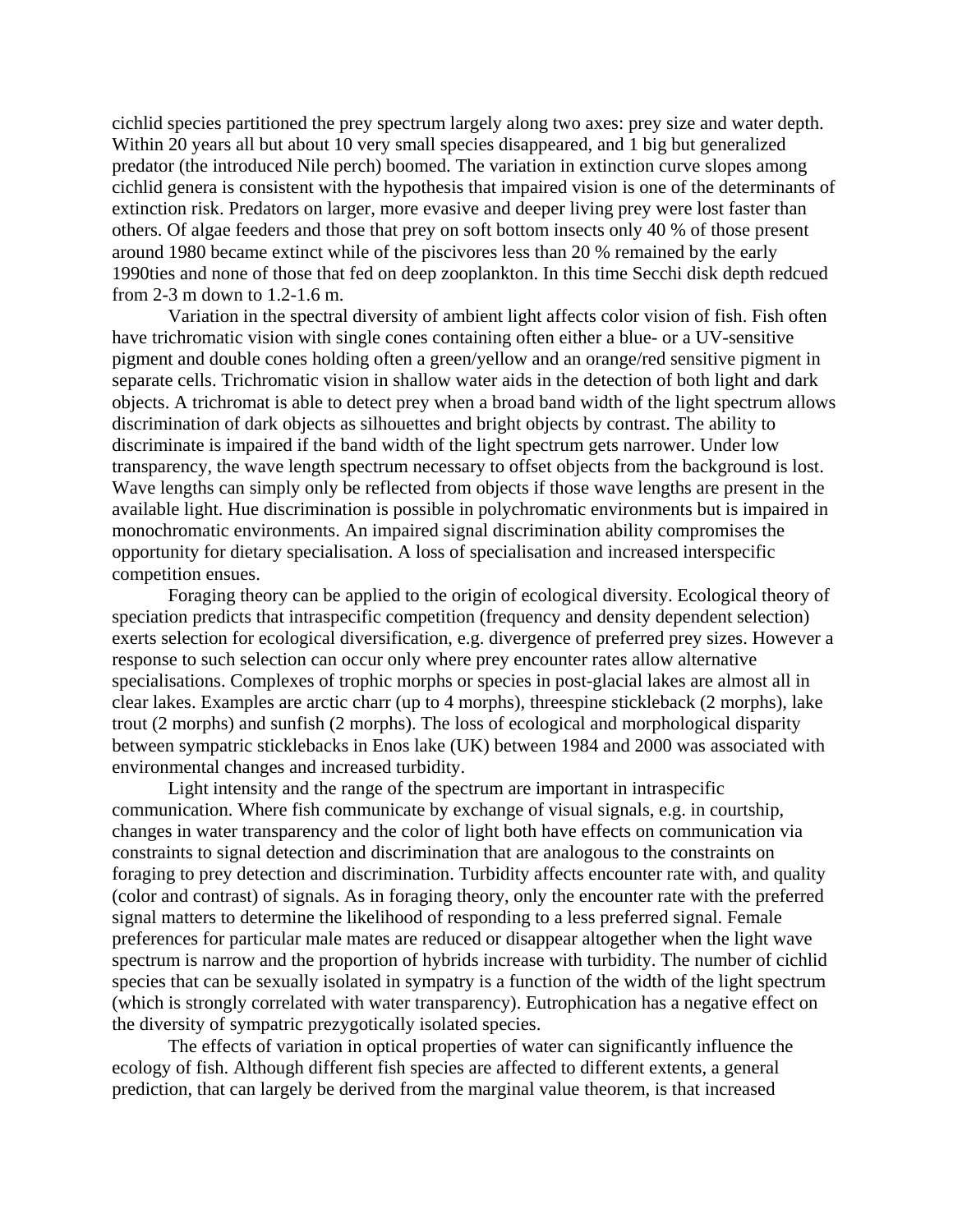cichlid species partitioned the prey spectrum largely along two axes: prey size and water depth. Within 20 years all but about 10 very small species disappeared, and 1 big but generalized predator (the introduced Nile perch) boomed. The variation in extinction curve slopes among cichlid genera is consistent with the hypothesis that impaired vision is one of the determinants of extinction risk. Predators on larger, more evasive and deeper living prey were lost faster than others. Of algae feeders and those that prey on soft bottom insects only 40 % of those present around 1980 became extinct while of the piscivores less than 20 % remained by the early 1990ties and none of those that fed on deep zooplankton. In this time Secchi disk depth redcued from 2-3 m down to 1.2-1.6 m.

Variation in the spectral diversity of ambient light affects color vision of fish. Fish often have trichromatic vision with single cones containing often either a blue- or a UV-sensitive pigment and double cones holding often a green/yellow and an orange/red sensitive pigment in separate cells. Trichromatic vision in shallow water aids in the detection of both light and dark objects. A trichromat is able to detect prey when a broad band width of the light spectrum allows discrimination of dark objects as silhouettes and bright objects by contrast. The ability to discriminate is impaired if the band width of the light spectrum gets narrower. Under low transparency, the wave length spectrum necessary to offset objects from the background is lost. Wave lengths can simply only be reflected from objects if those wave lengths are present in the available light. Hue discrimination is possible in polychromatic environments but is impaired in monochromatic environments. An impaired signal discrimination ability compromises the opportunity for dietary specialisation. A loss of specialisation and increased interspecific competition ensues.

Foraging theory can be applied to the origin of ecological diversity. Ecological theory of speciation predicts that intraspecific competition (frequency and density dependent selection) exerts selection for ecological diversification, e.g. divergence of preferred prey sizes. However a response to such selection can occur only where prey encounter rates allow alternative specialisations. Complexes of trophic morphs or species in post-glacial lakes are almost all in clear lakes. Examples are arctic charr (up to 4 morphs), threespine stickleback (2 morphs), lake trout (2 morphs) and sunfish (2 morphs). The loss of ecological and morphological disparity between sympatric sticklebacks in Enos lake (UK) between 1984 and 2000 was associated with environmental changes and increased turbidity.

Light intensity and the range of the spectrum are important in intraspecific communication. Where fish communicate by exchange of visual signals, e.g. in courtship, changes in water transparency and the color of light both have effects on communication via constraints to signal detection and discrimination that are analogous to the constraints on foraging to prey detection and discrimination. Turbidity affects encounter rate with, and quality (color and contrast) of signals. As in foraging theory, only the encounter rate with the preferred signal matters to determine the likelihood of responding to a less preferred signal. Female preferences for particular male mates are reduced or disappear altogether when the light wave spectrum is narrow and the proportion of hybrids increase with turbidity. The number of cichlid species that can be sexually isolated in sympatry is a function of the width of the light spectrum (which is strongly correlated with water transparency). Eutrophication has a negative effect on the diversity of sympatric prezygotically isolated species.

The effects of variation in optical properties of water can significantly influence the ecology of fish. Although different fish species are affected to different extents, a general prediction, that can largely be derived from the marginal value theorem, is that increased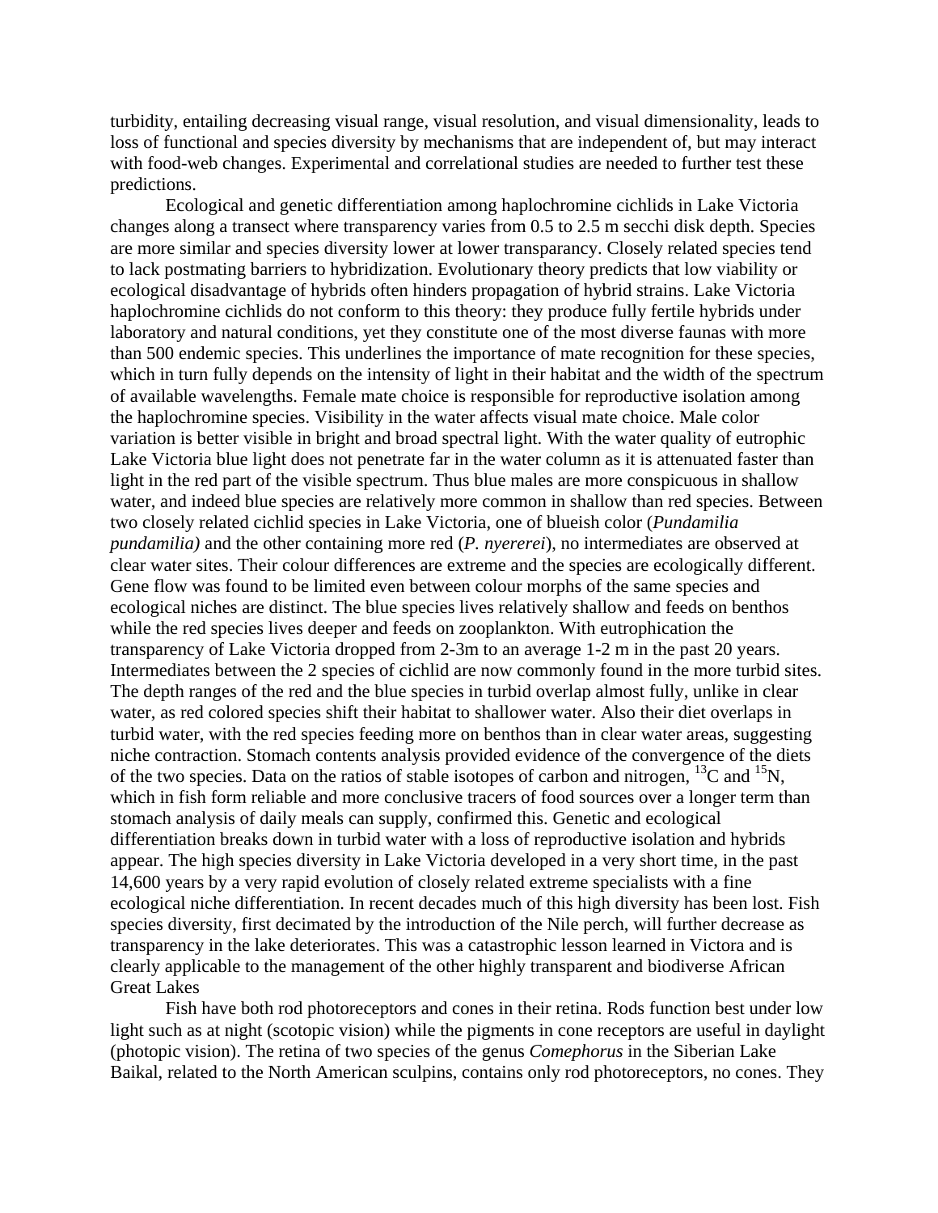turbidity, entailing decreasing visual range, visual resolution, and visual dimensionality, leads to loss of functional and species diversity by mechanisms that are independent of, but may interact with food-web changes. Experimental and correlational studies are needed to further test these predictions.

Ecological and genetic differentiation among haplochromine cichlids in Lake Victoria changes along a transect where transparency varies from 0.5 to 2.5 m secchi disk depth. Species are more similar and species diversity lower at lower transparancy. Closely related species tend to lack postmating barriers to hybridization. Evolutionary theory predicts that low viability or ecological disadvantage of hybrids often hinders propagation of hybrid strains. Lake Victoria haplochromine cichlids do not conform to this theory: they produce fully fertile hybrids under laboratory and natural conditions, yet they constitute one of the most diverse faunas with more than 500 endemic species. This underlines the importance of mate recognition for these species, which in turn fully depends on the intensity of light in their habitat and the width of the spectrum of available wavelengths. Female mate choice is responsible for reproductive isolation among the haplochromine species. Visibility in the water affects visual mate choice. Male color variation is better visible in bright and broad spectral light. With the water quality of eutrophic Lake Victoria blue light does not penetrate far in the water column as it is attenuated faster than light in the red part of the visible spectrum. Thus blue males are more conspicuous in shallow water, and indeed blue species are relatively more common in shallow than red species. Between two closely related cichlid species in Lake Victoria, one of blueish color (*Pundamilia pundamilia)* and the other containing more red (*P. nyererei*), no intermediates are observed at clear water sites. Their colour differences are extreme and the species are ecologically different. Gene flow was found to be limited even between colour morphs of the same species and ecological niches are distinct. The blue species lives relatively shallow and feeds on benthos while the red species lives deeper and feeds on zooplankton. With eutrophication the transparency of Lake Victoria dropped from 2-3m to an average 1-2 m in the past 20 years. Intermediates between the 2 species of cichlid are now commonly found in the more turbid sites. The depth ranges of the red and the blue species in turbid overlap almost fully, unlike in clear water, as red colored species shift their habitat to shallower water. Also their diet overlaps in turbid water, with the red species feeding more on benthos than in clear water areas, suggesting niche contraction. Stomach contents analysis provided evidence of the convergence of the diets of the two species. Data on the ratios of stable isotopes of carbon and nitrogen, $^{13}C$ and $^{15}N$, which in fish form reliable and more conclusive tracers of food sources over a longer term than stomach analysis of daily meals can supply, confirmed this. Genetic and ecological differentiation breaks down in turbid water with a loss of reproductive isolation and hybrids appear. The high species diversity in Lake Victoria developed in a very short time, in the past 14,600 years by a very rapid evolution of closely related extreme specialists with a fine ecological niche differentiation. In recent decades much of this high diversity has been lost. Fish species diversity, first decimated by the introduction of the Nile perch, will further decrease as transparency in the lake deteriorates. This was a catastrophic lesson learned in Victora and is clearly applicable to the management of the other highly transparent and biodiverse African Great Lakes

Fish have both rod photoreceptors and cones in their retina. Rods function best under low light such as at night (scotopic vision) while the pigments in cone receptors are useful in daylight (photopic vision). The retina of two species of the genus *Comephorus* in the Siberian Lake Baikal, related to the North American sculpins, contains only rod photoreceptors, no cones. They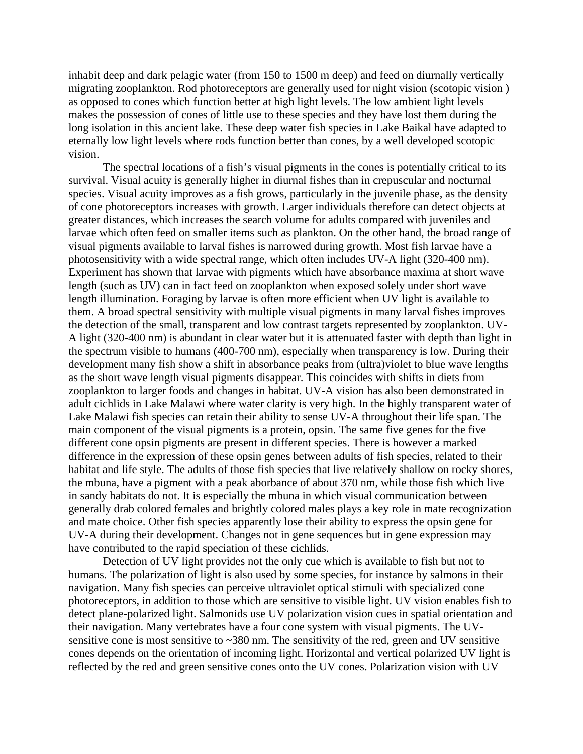inhabit deep and dark pelagic water (from 150 to 1500 m deep) and feed on diurnally vertically migrating zooplankton. Rod photoreceptors are generally used for night vision (scotopic vision ) as opposed to cones which function better at high light levels. The low ambient light levels makes the possession of cones of little use to these species and they have lost them during the long isolation in this ancient lake. These deep water fish species in Lake Baikal have adapted to eternally low light levels where rods function better than cones, by a well developed scotopic vision.

The spectral locations of a fish's visual pigments in the cones is potentially critical to its survival. Visual acuity is generally higher in diurnal fishes than in crepuscular and nocturnal species. Visual acuity improves as a fish grows, particularly in the juvenile phase, as the density of cone photoreceptors increases with growth. Larger individuals therefore can detect objects at greater distances, which increases the search volume for adults compared with juveniles and larvae which often feed on smaller items such as plankton. On the other hand, the broad range of visual pigments available to larval fishes is narrowed during growth. Most fish larvae have a photosensitivity with a wide spectral range, which often includes UV-A light (320-400 nm). Experiment has shown that larvae with pigments which have absorbance maxima at short wave length (such as UV) can in fact feed on zooplankton when exposed solely under short wave length illumination. Foraging by larvae is often more efficient when UV light is available to them. A broad spectral sensitivity with multiple visual pigments in many larval fishes improves the detection of the small, transparent and low contrast targets represented by zooplankton. UV-A light (320-400 nm) is abundant in clear water but it is attenuated faster with depth than light in the spectrum visible to humans (400-700 nm), especially when transparency is low. During their development many fish show a shift in absorbance peaks from (ultra)violet to blue wave lengths as the short wave length visual pigments disappear. This coincides with shifts in diets from zooplankton to larger foods and changes in habitat. UV-A vision has also been demonstrated in adult cichlids in Lake Malawi where water clarity is very high. In the highly transparent water of Lake Malawi fish species can retain their ability to sense UV-A throughout their life span. The main component of the visual pigments is a protein, opsin. The same five genes for the five different cone opsin pigments are present in different species. There is however a marked difference in the expression of these opsin genes between adults of fish species, related to their habitat and life style. The adults of those fish species that live relatively shallow on rocky shores, the mbuna, have a pigment with a peak aborbance of about 370 nm, while those fish which live in sandy habitats do not. It is especially the mbuna in which visual communication between generally drab colored females and brightly colored males plays a key role in mate recognization and mate choice. Other fish species apparently lose their ability to express the opsin gene for UV-A during their development. Changes not in gene sequences but in gene expression may have contributed to the rapid speciation of these cichlids.

Detection of UV light provides not the only cue which is available to fish but not to humans. The polarization of light is also used by some species, for instance by salmons in their navigation. Many fish species can perceive ultraviolet optical stimuli with specialized cone photoreceptors, in addition to those which are sensitive to visible light. UV vision enables fish to detect plane-polarized light. Salmonids use UV polarization vision cues in spatial orientation and their navigation. Many vertebrates have a four cone system with visual pigments. The UV-sensitive cone is most sensitive to ~380 nm. The sensitivity of the red, green and UV sensitive cones depends on the orientation of incoming light. Horizontal and vertical polarized UV light is reflected by the red and green sensitive cones onto the UV cones. Polarization vision with UV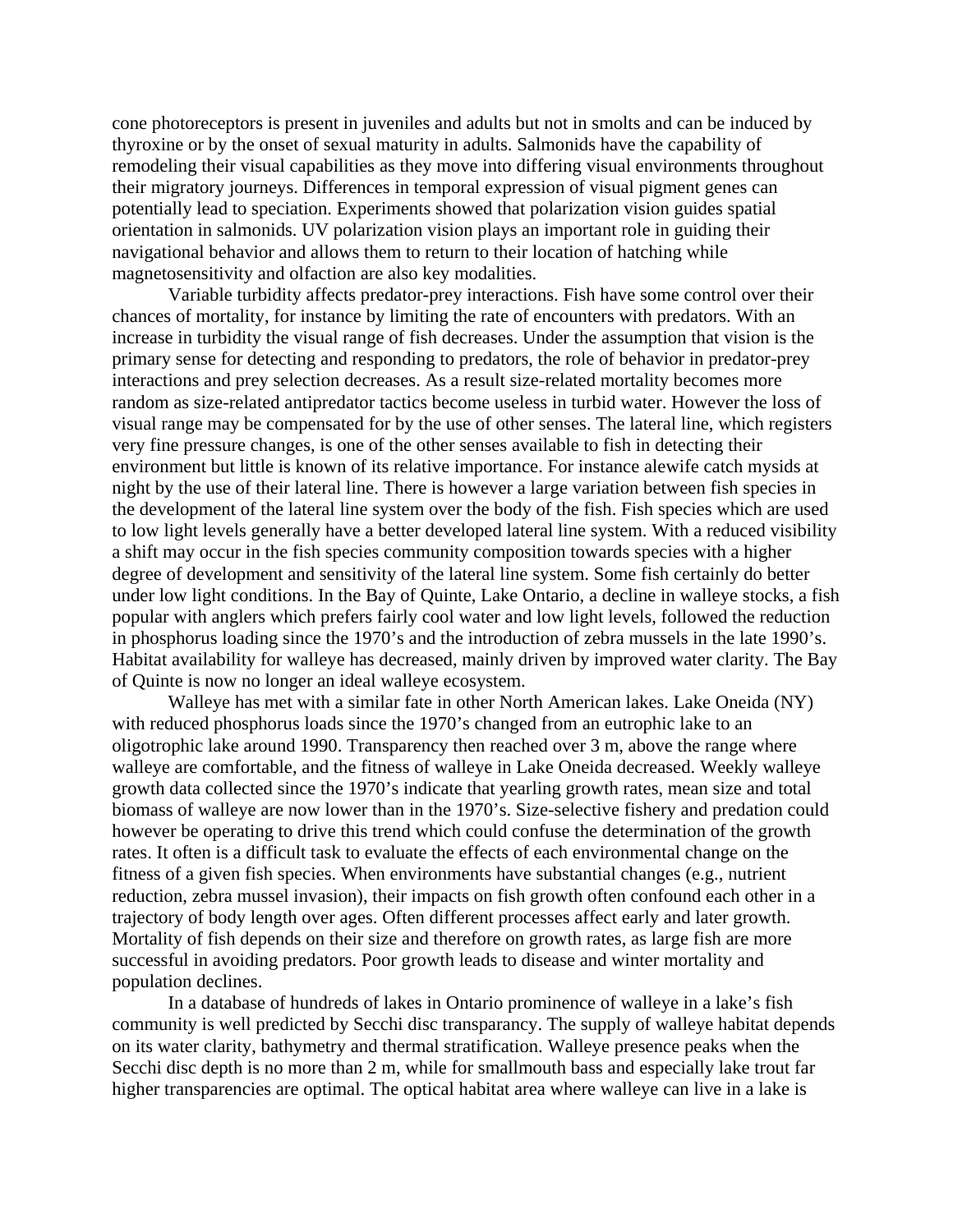cone photoreceptors is present in juveniles and adults but not in smolts and can be induced by thyroxine or by the onset of sexual maturity in adults. Salmonids have the capability of remodeling their visual capabilities as they move into differing visual environments throughout their migratory journeys. Differences in temporal expression of visual pigment genes can potentially lead to speciation. Experiments showed that polarization vision guides spatial orientation in salmonids. UV polarization vision plays an important role in guiding their navigational behavior and allows them to return to their location of hatching while magnetosensitivity and olfaction are also key modalities.

Variable turbidity affects predator-prey interactions. Fish have some control over their chances of mortality, for instance by limiting the rate of encounters with predators. With an increase in turbidity the visual range of fish decreases. Under the assumption that vision is the primary sense for detecting and responding to predators, the role of behavior in predator-prey interactions and prey selection decreases. As a result size-related mortality becomes more random as size-related antipredator tactics become useless in turbid water. However the loss of visual range may be compensated for by the use of other senses. The lateral line, which registers very fine pressure changes, is one of the other senses available to fish in detecting their environment but little is known of its relative importance. For instance alewife catch mysids at night by the use of their lateral line. There is however a large variation between fish species in the development of the lateral line system over the body of the fish. Fish species which are used to low light levels generally have a better developed lateral line system. With a reduced visibility a shift may occur in the fish species community composition towards species with a higher degree of development and sensitivity of the lateral line system. Some fish certainly do better under low light conditions. In the Bay of Quinte, Lake Ontario, a decline in walleye stocks, a fish popular with anglers which prefers fairly cool water and low light levels, followed the reduction in phosphorus loading since the 1970's and the introduction of zebra mussels in the late 1990's. Habitat availability for walleye has decreased, mainly driven by improved water clarity. The Bay of Quinte is now no longer an ideal walleye ecosystem.

Walleye has met with a similar fate in other North American lakes. Lake Oneida (NY) with reduced phosphorus loads since the 1970's changed from an eutrophic lake to an oligotrophic lake around 1990. Transparency then reached over 3 m, above the range where walleye are comfortable, and the fitness of walleye in Lake Oneida decreased. Weekly walleye growth data collected since the 1970's indicate that yearling growth rates, mean size and total biomass of walleye are now lower than in the 1970's. Size-selective fishery and predation could however be operating to drive this trend which could confuse the determination of the growth rates. It often is a difficult task to evaluate the effects of each environmental change on the fitness of a given fish species. When environments have substantial changes (e.g., nutrient reduction, zebra mussel invasion), their impacts on fish growth often confound each other in a trajectory of body length over ages. Often different processes affect early and later growth. Mortality of fish depends on their size and therefore on growth rates, as large fish are more successful in avoiding predators. Poor growth leads to disease and winter mortality and population declines.

In a database of hundreds of lakes in Ontario prominence of walleye in a lake's fish community is well predicted by Secchi disc transparancy. The supply of walleye habitat depends on its water clarity, bathymetry and thermal stratification. Walleye presence peaks when the Secchi disc depth is no more than 2 m, while for smallmouth bass and especially lake trout far higher transparencies are optimal. The optical habitat area where walleye can live in a lake is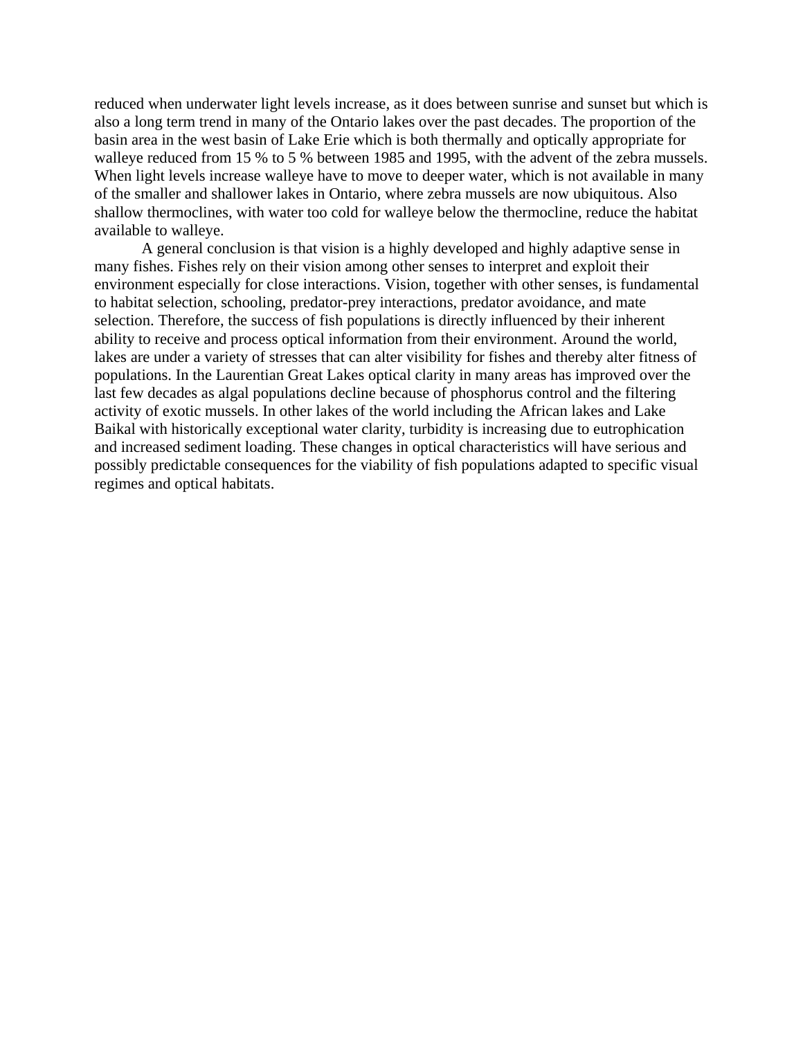reduced when underwater light levels increase, as it does between sunrise and sunset but which is also a long term trend in many of the Ontario lakes over the past decades. The proportion of the basin area in the west basin of Lake Erie which is both thermally and optically appropriate for walleye reduced from 15 % to 5 % between 1985 and 1995, with the advent of the zebra mussels. When light levels increase walleye have to move to deeper water, which is not available in many of the smaller and shallower lakes in Ontario, where zebra mussels are now ubiquitous. Also shallow thermoclines, with water too cold for walleye below the thermocline, reduce the habitat available to walleye.

A general conclusion is that vision is a highly developed and highly adaptive sense in many fishes. Fishes rely on their vision among other senses to interpret and exploit their environment especially for close interactions. Vision, together with other senses, is fundamental to habitat selection, schooling, predator-prey interactions, predator avoidance, and mate selection. Therefore, the success of fish populations is directly influenced by their inherent ability to receive and process optical information from their environment. Around the world, lakes are under a variety of stresses that can alter visibility for fishes and thereby alter fitness of populations. In the Laurentian Great Lakes optical clarity in many areas has improved over the last few decades as algal populations decline because of phosphorus control and the filtering activity of exotic mussels. In other lakes of the world including the African lakes and Lake Baikal with historically exceptional water clarity, turbidity is increasing due to eutrophication and increased sediment loading. These changes in optical characteristics will have serious and possibly predictable consequences for the viability of fish populations adapted to specific visual regimes and optical habitats.